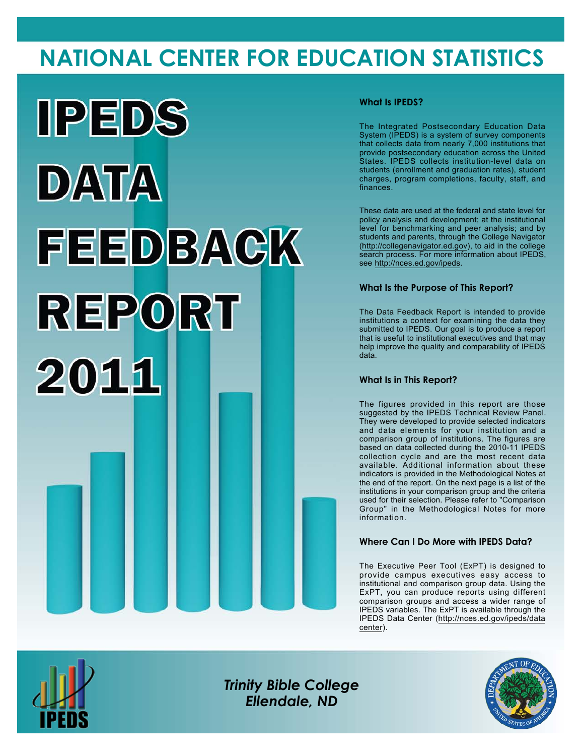# NATIONAL CENTER FOR EDUCATION STATISTICS

# IPEDS DATA FEEDBACK REPORT 2011

### What Is IPEDS?

The Integrated Postsecondary Education Data System (IPEDS) is a system of survey components that collects data from nearly 7,000 institutions that provide postsecondary education across the United States. IPEDS collects institution-level data on students (enrollment and graduation rates), student charges, program completions, faculty, staff, and finances.

These data are used at the federal and state level for policy analysis and development; at the institutional level for benchmarking and peer analysis; and by students and parents, through the College Navigator (http://collegenavigator.ed.gov), to aid in the college search process. For more information about IPEDS, see http://nces.ed.gov/ipeds.

### What Is the Purpose of This Report?

The Data Feedback Report is intended to provide institutions a context for examining the data they submitted to IPEDS. Our goal is to produce a report that is useful to institutional executives and that may help improve the quality and comparability of IPEDS data.

### What Is in This Report?

The figures provided in this report are those suggested by the IPEDS Technical Review Panel. They were developed to provide selected indicators and data elements for your institution and a comparison group of institutions. The figures are based on data collected during the 2010-11 IPEDS collection cycle and are the most recent data available. Additional information about these indicators is provided in the Methodological Notes at the end of the report. On the next page is a list of the institutions in your comparison group and the criteria used for their selection. Please refer to "Comparison Group" in the Methodological Notes for more information.

### Where Can I Do More with IPEDS Data?

The Executive Peer Tool (ExPT) is designed to provide campus executives easy access to institutional and comparison group data. Using the ExPT, you can produce reports using different comparison groups and access a wider range of IPEDS variables. The ExPT is available through the IPEDS Data Center (http://nces.ed.gov/ipeds/datacenter).

*Trinity Bible College*
*Ellendale, ND*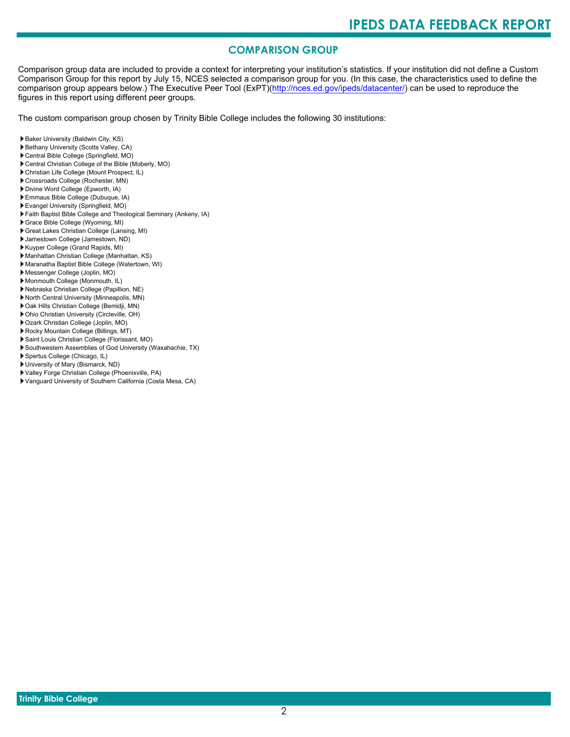## COMPARISON GROUP

Comparison group data are included to provide a context for interpreting your institution's statistics. If your institution did not define a Custom Comparison Group for this report by July 15, NCES selected a comparison group for you. (In this case, the characteristics used to define the comparison group appears below.) The Executive Peer Tool (ExPT)(http://nces.ed.gov/ipeds/datacenter/) can be used to reproduce the figures in this report using different peer groups.

The custom comparison group chosen by Trinity Bible College includes the following 30 institutions:

- Baker University (Baldwin City, KS)
- Bethany University (Scotts Valley, CA)
- Central Bible College (Springfield, MO)
- Central Christian College of the Bible (Moberly, MO)
- Christian Life College (Mount Prospect, IL)
- Crossroads College (Rochester, MN)
- Divine Word College (Epworth, IA)
- Emmaus Bible College (Dubuque, IA)
- Evangel University (Springfield, MO)
- Faith Baptist Bible College and Theological Seminary (Ankeny, IA)
- Grace Bible College (Wyoming, MI)
- Great Lakes Christian College (Lansing, MI)
- Jamestown College (Jamestown, ND)
- Kuyper College (Grand Rapids, MI)
- Manhattan Christian College (Manhattan, KS)
- Maranatha Baptist Bible College (Watertown, WI)
- Messenger College (Joplin, MO)
- Monmouth College (Monmouth, IL)
- Nebraska Christian College (Papillion, NE)
- North Central University (Minneapolis, MN)
- Oak Hills Christian College (Bemidji, MN)
- Ohio Christian University (Circleville, OH)
- Ozark Christian College (Joplin, MO)
- Rocky Mountain College (Billings, MT)
- Saint Louis Christian College (Florissant, MO)
- Southwestern Assemblies of God University (Waxahachie, TX)
- Spertus College (Chicago, IL)
- University of Mary (Bismarck, ND)
- Valley Forge Christian College (Phoenixville, PA)
- Vanguard University of Southern California (Costa Mesa, CA)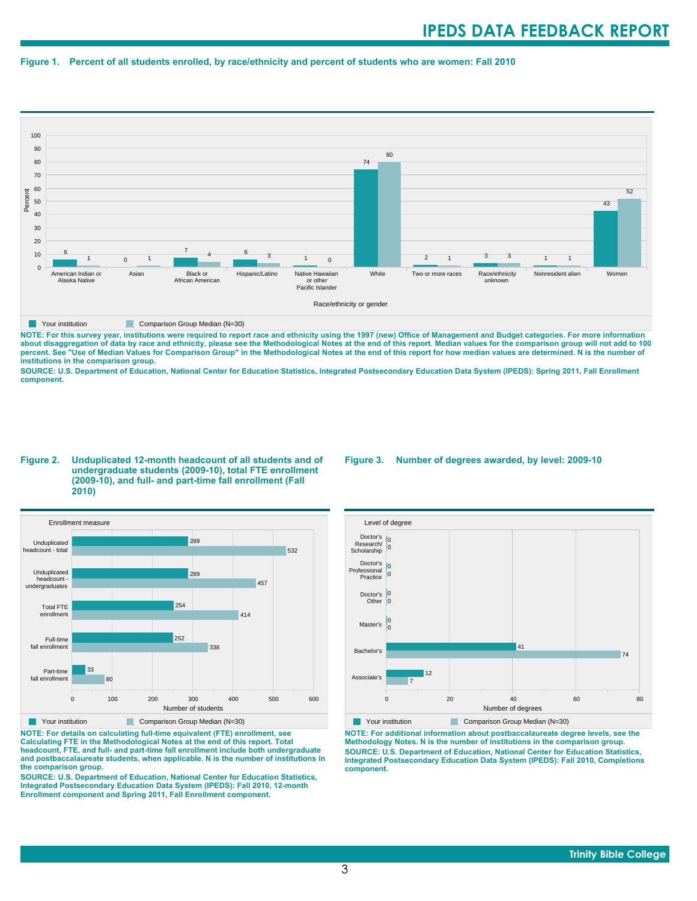**Figure 1. Percent of all students enrolled, by race/ethnicity and percent of students who are women: Fall 2010**

| Race/ethnicity or gender | Your institution | Comparison Group Median (N=30) |
|---|---|---|
| American Indian or Alaska Native | 6 | 1 |
| Asian | 0 | 1 |
| Black or African American | 7 | 4 |
| Hispanic/Latino | 6 | 3 |
| Native Hawaiian or other Pacific Islander | 1 | 0 |
| White | 74 | 80 |
| Two or more races | 2 | 1 |
| Race/ethnicity unknown | 3 | 3 |
| Nonresident alien | 1 | 1 |
| Women | 43 | 52 |

**NOTE: For this survey year, institutions were required to report race and ethnicity using the 1997 (new) Office of Management and Budget categories. For more information about disaggregation of data by race and ethnicity, please see the Methodological Notes at the end of this report. Median values for the comparison group will not add to 100 percent. See "Use of Median Values for Comparison Group" in the Methodological Notes at the end of this report for how median values are determined. N is the number of institutions in the comparison group.**

**SOURCE: U.S. Department of Education, National Center for Education Statistics, Integrated Postsecondary Education Data System (IPEDS): Spring 2011, Fall Enrollment component.**

**Figure 2. Unduplicated 12-month headcount of all students and of undergraduate students (2009-10), total FTE enrollment (2009-10), and full- and part-time fall enrollment (Fall 2010)**

| Enrollment measure | Your institution | Comparison Group Median (N=30) |
|---|---|---|
| Unduplicated headcount - total | 289 | 532 |
| Unduplicated headcount - undergraduates | 289 | 457 |
| Total FTE enrollment | 254 | 414 |
| Full-time fall enrollment | 252 | 338 |
| Part-time fall enrollment | 33 | 80 |

**NOTE: For details on calculating full-time equivalent (FTE) enrollment, see Calculating FTE in the Methodological Notes at the end of this report. Total headcount, FTE, and full- and part-time fall enrollment include both undergraduate and postbaccalaureate students, when applicable. N is the number of institutions in the comparison group.**

**SOURCE: U.S. Department of Education, National Center for Education Statistics, Integrated Postsecondary Education Data System (IPEDS): Fall 2010, 12-month Enrollment component and Spring 2011, Fall Enrollment component.**

**Figure 3. Number of degrees awarded, by level: 2009-10**

| Level of degree | Your institution | Comparison Group Median (N=30) |
|---|---|---|
| Doctor's Research/ Scholarship | 0 | 0 |
| Doctor's Professional Practice | 0 | 0 |
| Doctor's Other | 0 | 0 |
| Master's | 0 | 0 |
| Bachelor's | 41 | 74 |
| Associate's | 12 | 7 |

**NOTE: For additional information about postbaccalaureate degree levels, see the Methodology Notes. N is the number of institutions in the comparison group.**

**SOURCE: U.S. Department of Education, National Center for Education Statistics, Integrated Postsecondary Education Data System (IPEDS): Fall 2010, Completions component.**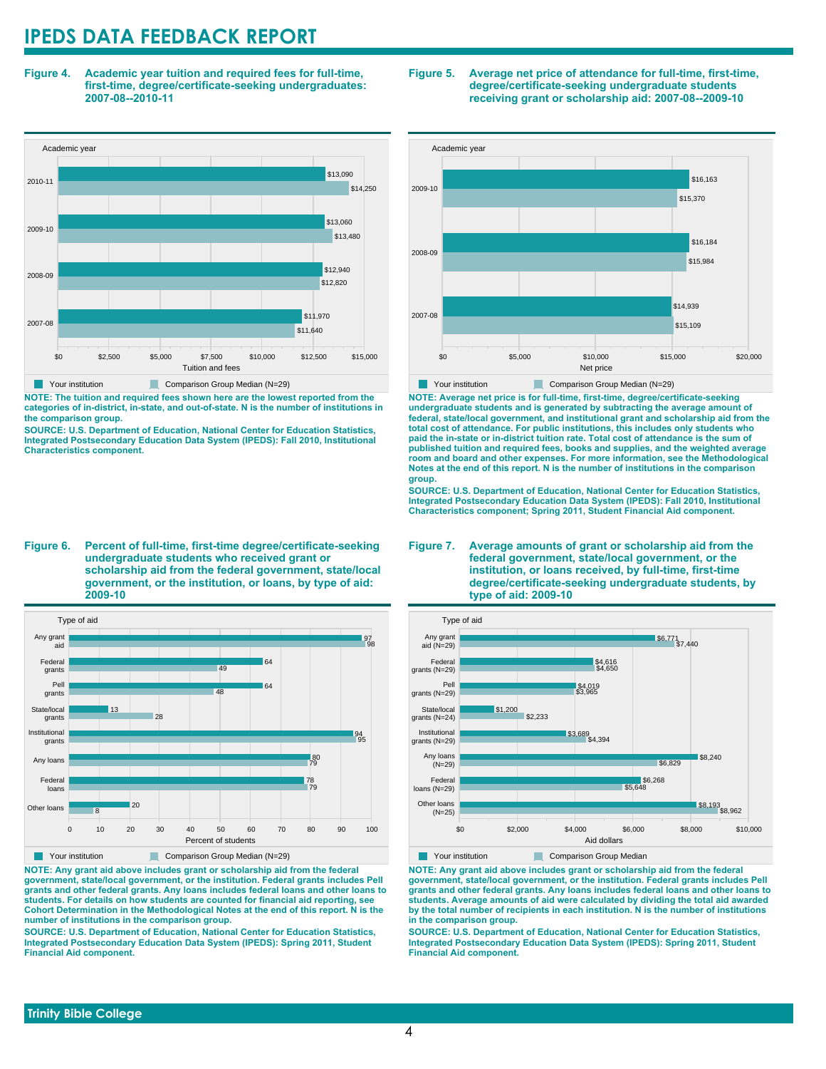## Figure 4. Academic year tuition and required fees for full-time, first-time, degree/certificate-seeking undergraduates: 2007-08--2010-11

| Academic year | Your institution | Comparison Group Median (N=29) |
| --- | --- | --- |
| 2010-11 | $13,090 | $14,250 |
| 2009-10 | $13,060 | $13,480 |
| 2008-09 | $12,940 | $12,820 |
| 2007-08 | $11,970 | $11,640 |

**NOTE: The tuition and required fees shown here are the lowest reported from the categories of in-district, in-state, and out-of-state. N is the number of institutions in the comparison group.**

**SOURCE: U.S. Department of Education, National Center for Education Statistics, Integrated Postsecondary Education Data System (IPEDS): Fall 2010, Institutional Characteristics component.**

## Figure 5. Average net price of attendance for full-time, first-time, degree/certificate-seeking undergraduate students receiving grant or scholarship aid: 2007-08--2009-10

| Academic year | Your institution | Comparison Group Median (N=29) |
| --- | --- | --- |
| 2009-10 | $16,163 | $15,370 |
| 2008-09 | $16,184 | $15,984 |
| 2007-08 | $14,939 | $15,109 |

**NOTE: Average net price is for full-time, first-time, degree/certificate-seeking undergraduate students and is generated by subtracting the average amount of federal, state/local government, and institutional grant and scholarship aid from the total cost of attendance. For public institutions, this includes only students who paid the in-state or in-district tuition rate. Total cost of attendance is the sum of published tuition and required fees, books and supplies, and the weighted average room and board and other expenses. For more information, see the Methodological Notes at the end of this report. N is the number of institutions in the comparison group.**

**SOURCE: U.S. Department of Education, National Center for Education Statistics, Integrated Postsecondary Education Data System (IPEDS): Fall 2010, Institutional Characteristics component; Spring 2011, Student Financial Aid component.**

## Figure 6. Percent of full-time, first-time degree/certificate-seeking undergraduate students who received grant or scholarship aid from the federal government, state/local government, or the institution, or loans, by type of aid: 2009-10

| Type of aid | Your institution | Comparison Group Median (N=29) |
| --- | --- | --- |
| Any grant aid | 97 | 98 |
| Federal grants | 64 | 49 |
| Pell grants | 64 | 48 |
| State/local grants | 13 | 28 |
| Institutional grants | 94 | 95 |
| Any loans | 80 | 79 |
| Federal loans | 78 | 79 |
| Other loans | 20 | 8 |

**NOTE: Any grant aid above includes grant or scholarship aid from the federal government, state/local government, or the institution. Federal grants includes Pell grants and other federal grants. Any loans includes federal loans and other loans to students. For details on how students are counted for financial aid reporting, see Cohort Determination in the Methodological Notes at the end of this report. N is the number of institutions in the comparison group.**

**SOURCE: U.S. Department of Education, National Center for Education Statistics, Integrated Postsecondary Education Data System (IPEDS): Spring 2011, Student Financial Aid component.**

## Figure 7. Average amounts of grant or scholarship aid from the federal government, state/local government, or the institution, or loans received, by full-time, first-time degree/certificate-seeking undergraduate students, by type of aid: 2009-10

| Type of aid | Your institution | Comparison Group Median |
| --- | --- | --- |
| Any grant aid (N=29) | $6,771 | $7,440 |
| Federal grants (N=29) | $4,616 | $4,650 |
| Pell grants (N=29) | $4,019 | $3,965 |
| State/local grants (N=24) | $1,200 | $2,233 |
| Institutional grants (N=29) | $3,689 | $4,394 |
| Any loans (N=29) | $8,240 | $6,829 |
| Federal loans (N=29) | $6,268 | $5,648 |
| Other loans (N=25) | $8,193 | $8,962 |

**NOTE: Any grant aid above includes grant or scholarship aid from the federal government, state/local government, or the institution. Federal grants includes Pell grants and other federal grants. Any loans includes federal loans and other loans to students. Average amounts of aid were calculated by dividing the total aid awarded by the total number of recipients in each institution. N is the number of institutions in the comparison group.**

**SOURCE: U.S. Department of Education, National Center for Education Statistics, Integrated Postsecondary Education Data System (IPEDS): Spring 2011, Student Financial Aid component.**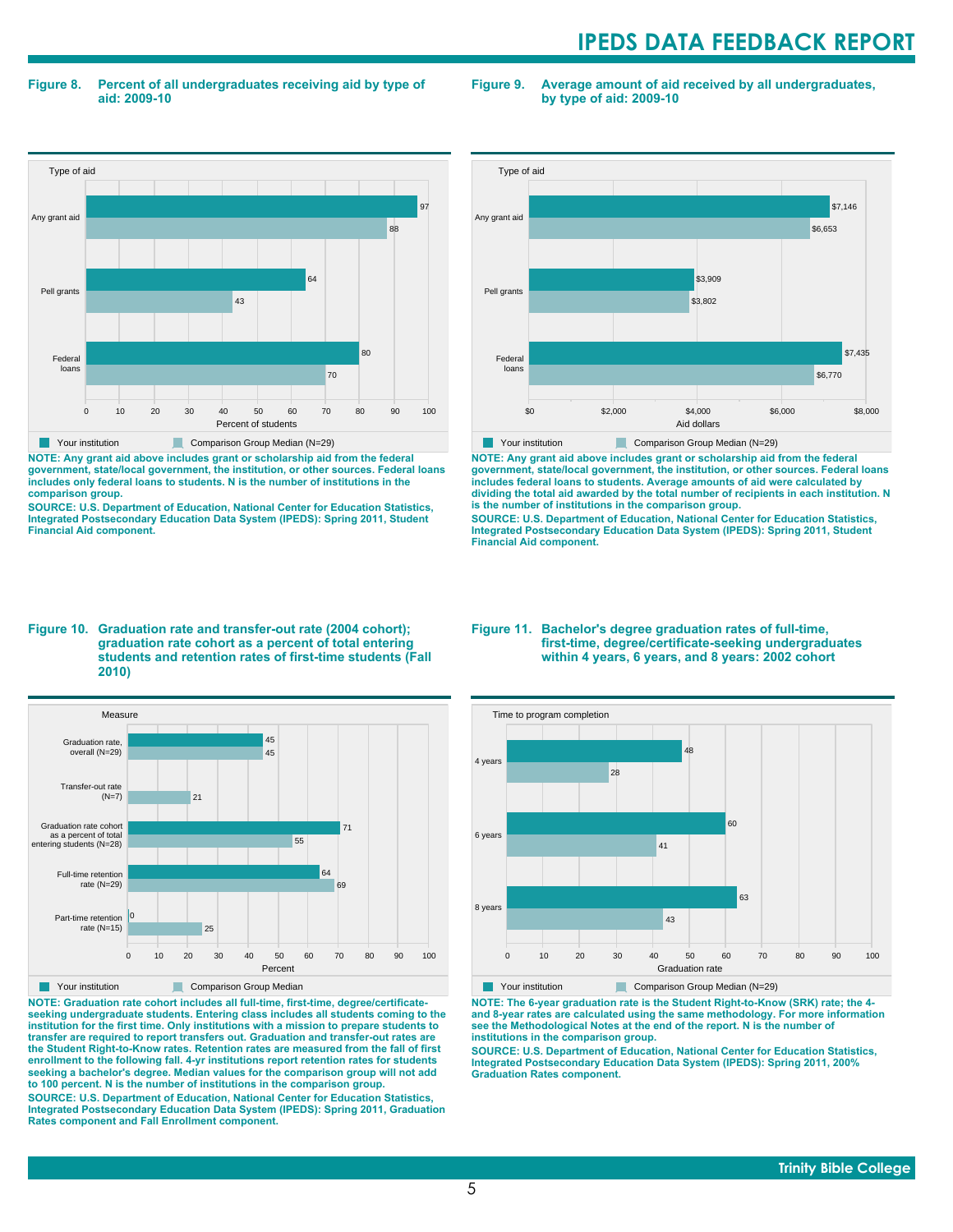**Figure 8. Percent of all undergraduates receiving aid by type of aid: 2009-10**

| Type of aid | Your institution | Comparison Group Median (N=29) |
|---|---|---|
| Any grant aid | 97 | 88 |
| Pell grants | 64 | 43 |
| Federal loans | 80 | 70 |

Percent of students

**NOTE: Any grant aid above includes grant or scholarship aid from the federal government, state/local government, the institution, or other sources. Federal loans includes only federal loans to students. N is the number of institutions in the comparison group.**

**SOURCE: U.S. Department of Education, National Center for Education Statistics, Integrated Postsecondary Education Data System (IPEDS): Spring 2011, Student Financial Aid component.**

**Figure 9. Average amount of aid received by all undergraduates, by type of aid: 2009-10**

| Type of aid | Your institution | Comparison Group Median (N=29) |
|---|---|---|
| Any grant aid | $7,146 | $6,653 |
| Pell grants | $3,909 | $3,802 |
| Federal loans | $7,435 | $6,770 |

Aid dollars

**NOTE: Any grant aid above includes grant or scholarship aid from the federal government, state/local government, the institution, or other sources. Federal loans includes federal loans to students. Average amounts of aid were calculated by dividing the total aid awarded by the total number of recipients in each institution. N is the number of institutions in the comparison group.**

**SOURCE: U.S. Department of Education, National Center for Education Statistics, Integrated Postsecondary Education Data System (IPEDS): Spring 2011, Student Financial Aid component.**

**Figure 10. Graduation rate and transfer-out rate (2004 cohort); graduation rate cohort as a percent of total entering students and retention rates of first-time students (Fall 2010)**

| Measure | Your institution | Comparison Group Median |
|---|---|---|
| Graduation rate, overall (N=29) | 45 | 45 |
| Transfer-out rate (N=7) | | 21 |
| Graduation rate cohort as a percent of total entering students (N=28) | 71 | 55 |
| Full-time retention rate (N=29) | 64 | 69 |
| Part-time retention rate (N=15) | 0 | 25 |

Percent

**NOTE: Graduation rate cohort includes all full-time, first-time, degree/certificate-seeking undergraduate students. Entering class includes all students coming to the institution for the first time. Only institutions with a mission to prepare students to transfer are required to report transfers out. Graduation and transfer-out rates are the Student Right-to-Know rates. Retention rates are measured from the fall of first enrollment to the following fall. 4-yr institutions report retention rates for students seeking a bachelor's degree. Median values for the comparison group will not add to 100 percent. N is the number of institutions in the comparison group.**

**SOURCE: U.S. Department of Education, National Center for Education Statistics, Integrated Postsecondary Education Data System (IPEDS): Spring 2011, Graduation Rates component and Fall Enrollment component.**

**Figure 11. Bachelor's degree graduation rates of full-time, first-time, degree/certificate-seeking undergraduates within 4 years, 6 years, and 8 years: 2002 cohort**

| Time to program completion | Your institution | Comparison Group Median (N=29) |
|---|---|---|
| 4 years | 48 | 28 |
| 6 years | 60 | 41 |
| 8 years | 63 | 43 |

Graduation rate

**NOTE: The 6-year graduation rate is the Student Right-to-Know (SRK) rate; the 4- and 8-year rates are calculated using the same methodology. For more information see the Methodological Notes at the end of the report. N is the number of institutions in the comparison group.**

**SOURCE: U.S. Department of Education, National Center for Education Statistics, Integrated Postsecondary Education Data System (IPEDS): Spring 2011, 200% Graduation Rates component.**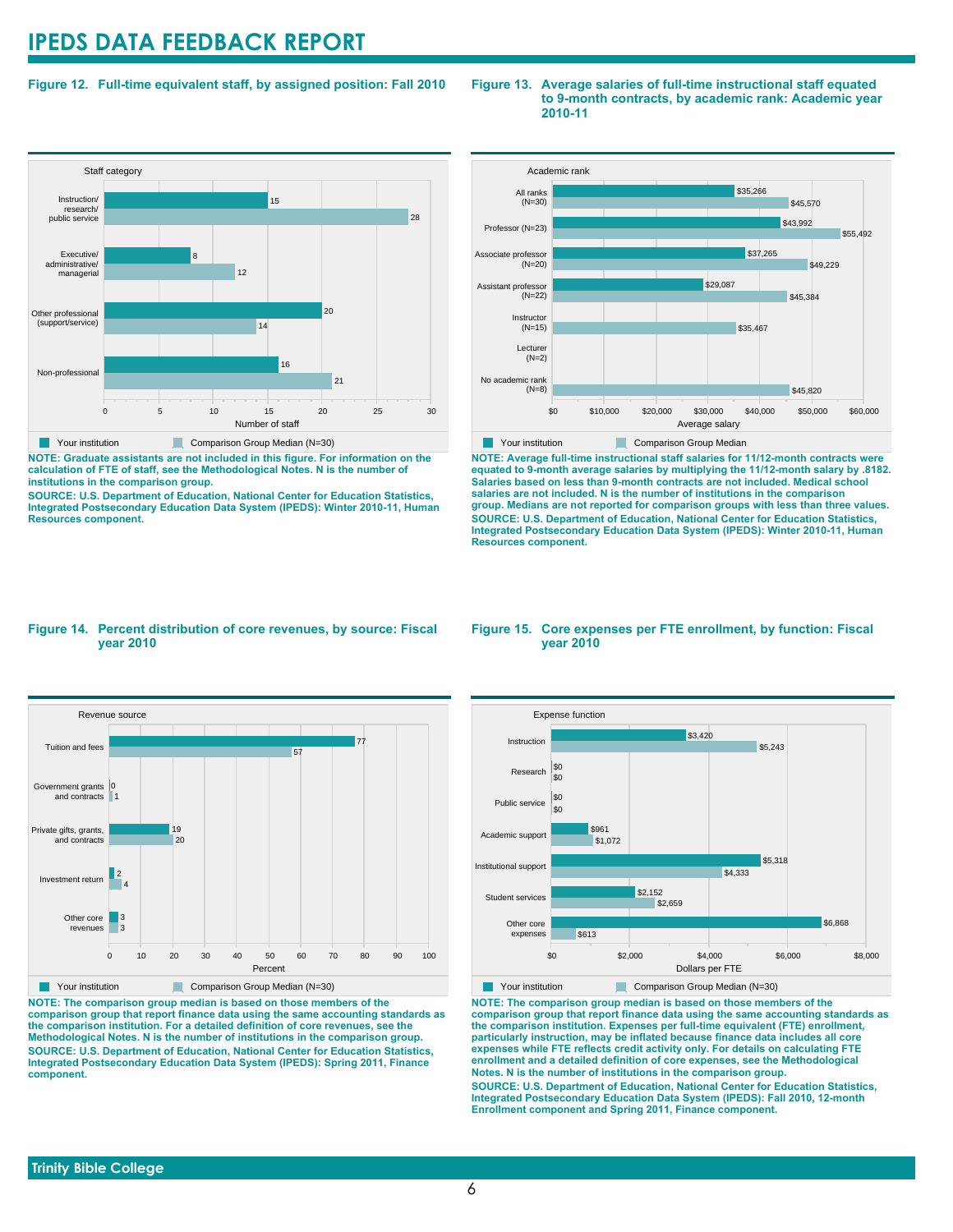## Figure 12. Full-time equivalent staff, by assigned position: Fall 2010

| Staff category | Your institution | Comparison Group Median (N=30) |
|---|---|---|
| Instruction/ research/ public service | 15 | 28 |
| Executive/ administrative/ managerial | 8 | 12 |
| Other professional (support/service) | 20 | 14 |
| Non-professional | 16 | 21 |

**NOTE: Graduate assistants are not included in this figure. For information on the calculation of FTE of staff, see the Methodological Notes. N is the number of institutions in the comparison group.**

**SOURCE: U.S. Department of Education, National Center for Education Statistics, Integrated Postsecondary Education Data System (IPEDS): Winter 2010-11, Human Resources component.**

## Figure 13. Average salaries of full-time instructional staff equated to 9-month contracts, by academic rank: Academic year 2010-11

| Academic rank | Your institution | Comparison Group Median |
|---|---|---|
| All ranks (N=30) | $35,266 | $45,570 |
| Professor (N=23) | $43,992 | $55,492 |
| Associate professor (N=20) | $37,265 | $49,229 |
| Assistant professor (N=22) | $29,087 | $45,384 |
| Instructor (N=15) | | $35,467 |
| Lecturer (N=2) | | |
| No academic rank (N=8) | | $45,820 |

**NOTE: Average full-time instructional staff salaries for 11/12-month contracts were equated to 9-month average salaries by multiplying the 11/12-month salary by .8182. Salaries based on less than 9-month contracts are not included. Medical school salaries are not included. N is the number of institutions in the comparison group. Medians are not reported for comparison groups with less than three values.**

**SOURCE: U.S. Department of Education, National Center for Education Statistics, Integrated Postsecondary Education Data System (IPEDS): Winter 2010-11, Human Resources component.**

## Figure 14. Percent distribution of core revenues, by source: Fiscal year 2010

| Revenue source | Your institution | Comparison Group Median (N=30) |
|---|---|---|
| Tuition and fees | 77 | 57 |
| Government grants and contracts | 0 | 1 |
| Private gifts, grants, and contracts | 19 | 20 |
| Investment return | 2 | 4 |
| Other core revenues | 3 | 3 |

**NOTE: The comparison group median is based on those members of the comparison group that report finance data using the same accounting standards as the comparison institution. For a detailed definition of core revenues, see the Methodological Notes. N is the number of institutions in the comparison group.**

**SOURCE: U.S. Department of Education, National Center for Education Statistics, Integrated Postsecondary Education Data System (IPEDS): Spring 2011, Finance component.**

## Figure 15. Core expenses per FTE enrollment, by function: Fiscal year 2010

| Expense function | Your institution | Comparison Group Median (N=30) |
|---|---|---|
| Instruction | $3,420 | $5,243 |
| Research | $0 | $0 |
| Public service | $0 | $0 |
| Academic support | $961 | $1,072 |
| Institutional support | $5,318 | $4,333 |
| Student services | $2,152 | $2,659 |
| Other core expenses | $6,868 | $613 |

**NOTE: The comparison group median is based on those members of the comparison group that report finance data using the same accounting standards as the comparison institution. Expenses per full-time equivalent (FTE) enrollment, particularly instruction, may be inflated because finance data includes all core expenses while FTE reflects credit activity only. For details on calculating FTE enrollment and a detailed definition of core expenses, see the Methodological Notes. N is the number of institutions in the comparison group.**

**SOURCE: U.S. Department of Education, National Center for Education Statistics, Integrated Postsecondary Education Data System (IPEDS): Fall 2010, 12-month Enrollment component and Spring 2011, Finance component.**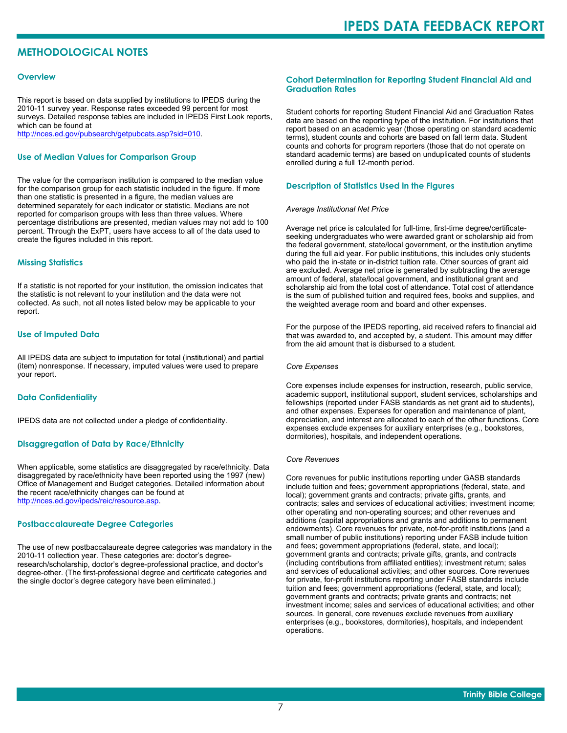# METHODOLOGICAL NOTES

## Overview

This report is based on data supplied by institutions to IPEDS during the 2010-11 survey year. Response rates exceeded 99 percent for most surveys. Detailed response tables are included in IPEDS First Look reports, which can be found at http://nces.ed.gov/pubsearch/getpubcats.asp?sid=010.

## Use of Median Values for Comparison Group

The value for the comparison institution is compared to the median value for the comparison group for each statistic included in the figure. If more than one statistic is presented in a figure, the median values are determined separately for each indicator or statistic. Medians are not reported for comparison groups with less than three values. Where percentage distributions are presented, median values may not add to 100 percent. Through the ExPT, users have access to all of the data used to create the figures included in this report.

## Missing Statistics

If a statistic is not reported for your institution, the omission indicates that the statistic is not relevant to your institution and the data were not collected. As such, not all notes listed below may be applicable to your report.

## Use of Imputed Data

All IPEDS data are subject to imputation for total (institutional) and partial (item) nonresponse. If necessary, imputed values were used to prepare your report.

## Data Confidentiality

IPEDS data are not collected under a pledge of confidentiality.

## Disaggregation of Data by Race/Ethnicity

When applicable, some statistics are disaggregated by race/ethnicity. Data disaggregated by race/ethnicity have been reported using the 1997 (new) Office of Management and Budget categories. Detailed information about the recent race/ethnicity changes can be found at http://nces.ed.gov/ipeds/reic/resource.asp.

## Postbaccalaureate Degree Categories

The use of new postbaccalaureate degree categories was mandatory in the 2010-11 collection year. These categories are: doctor's degree-research/scholarship, doctor's degree-professional practice, and doctor's degree-other. (The first-professional degree and certificate categories and the single doctor's degree category have been eliminated.)

## Cohort Determination for Reporting Student Financial Aid and Graduation Rates

Student cohorts for reporting Student Financial Aid and Graduation Rates data are based on the reporting type of the institution. For institutions that report based on an academic year (those operating on standard academic terms), student counts and cohorts are based on fall term data. Student counts and cohorts for program reporters (those that do not operate on standard academic terms) are based on unduplicated counts of students enrolled during a full 12-month period.

## Description of Statistics Used in the Figures

*Average Institutional Net Price*

Average net price is calculated for full-time, first-time degree/certificate-seeking undergraduates who were awarded grant or scholarship aid from the federal government, state/local government, or the institution anytime during the full aid year. For public institutions, this includes only students who paid the in-state or in-district tuition rate. Other sources of grant aid are excluded. Average net price is generated by subtracting the average amount of federal, state/local government, and institutional grant and scholarship aid from the total cost of attendance. Total cost of attendance is the sum of published tuition and required fees, books and supplies, and the weighted average room and board and other expenses.

For the purpose of the IPEDS reporting, aid received refers to financial aid that was awarded to, and accepted by, a student. This amount may differ from the aid amount that is disbursed to a student.

*Core Expenses*

Core expenses include expenses for instruction, research, public service, academic support, institutional support, student services, scholarships and fellowships (reported under FASB standards as net grant aid to students), and other expenses. Expenses for operation and maintenance of plant, depreciation, and interest are allocated to each of the other functions. Core expenses exclude expenses for auxiliary enterprises (e.g., bookstores, dormitories), hospitals, and independent operations.

*Core Revenues*

Core revenues for public institutions reporting under GASB standards include tuition and fees; government appropriations (federal, state, and local); government grants and contracts; private gifts, grants, and contracts; sales and services of educational activities; investment income; other operating and non-operating sources; and other revenues and additions (capital appropriations and grants and additions to permanent endowments). Core revenues for private, not-for-profit institutions (and a small number of public institutions) reporting under FASB include tuition and fees; government appropriations (federal, state, and local); government grants and contracts; private gifts, grants, and contracts (including contributions from affiliated entities); investment return; sales and services of educational activities; and other sources. Core revenues for private, for-profit institutions reporting under FASB standards include tuition and fees; government appropriations (federal, state, and local); government grants and contracts; private grants and contracts; net investment income; sales and services of educational activities; and other sources. In general, core revenues exclude revenues from auxiliary enterprises (e.g., bookstores, dormitories), hospitals, and independent operations.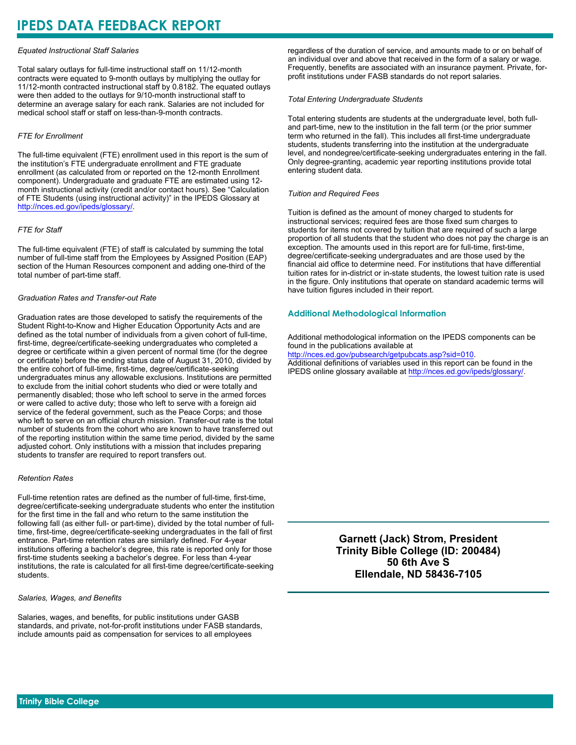*Equated Instructional Staff Salaries*

Total salary outlays for full-time instructional staff on 11/12-month contracts were equated to 9-month outlays by multiplying the outlay for 11/12-month contracted instructional staff by 0.8182. The equated outlays were then added to the outlays for 9/10-month instructional staff to determine an average salary for each rank. Salaries are not included for medical school staff or staff on less-than-9-month contracts.

*FTE for Enrollment*

The full-time equivalent (FTE) enrollment used in this report is the sum of the institution's FTE undergraduate enrollment and FTE graduate enrollment (as calculated from or reported on the 12-month Enrollment component). Undergraduate and graduate FTE are estimated using 12-month instructional activity (credit and/or contact hours). See "Calculation of FTE Students (using instructional activity)" in the IPEDS Glossary at http://nces.ed.gov/ipeds/glossary/.

*FTE for Staff*

The full-time equivalent (FTE) of staff is calculated by summing the total number of full-time staff from the Employees by Assigned Position (EAP) section of the Human Resources component and adding one-third of the total number of part-time staff.

*Graduation Rates and Transfer-out Rate*

Graduation rates are those developed to satisfy the requirements of the Student Right-to-Know and Higher Education Opportunity Acts and are defined as the total number of individuals from a given cohort of full-time, first-time, degree/certificate-seeking undergraduates who completed a degree or certificate within a given percent of normal time (for the degree or certificate) before the ending status date of August 31, 2010, divided by the entire cohort of full-time, first-time, degree/certificate-seeking undergraduates minus any allowable exclusions. Institutions are permitted to exclude from the initial cohort students who died or were totally and permanently disabled; those who left school to serve in the armed forces or were called to active duty; those who left to serve with a foreign aid service of the federal government, such as the Peace Corps; and those who left to serve on an official church mission. Transfer-out rate is the total number of students from the cohort who are known to have transferred out of the reporting institution within the same time period, divided by the same adjusted cohort. Only institutions with a mission that includes preparing students to transfer are required to report transfers out.

*Retention Rates*

Full-time retention rates are defined as the number of full-time, first-time, degree/certificate-seeking undergraduate students who enter the institution for the first time in the fall and who return to the same institution the following fall (as either full- or part-time), divided by the total number of full-time, first-time, degree/certificate-seeking undergraduates in the fall of first entrance. Part-time retention rates are similarly defined. For 4-year institutions offering a bachelor's degree, this rate is reported only for those first-time students seeking a bachelor's degree. For less than 4-year institutions, the rate is calculated for all first-time degree/certificate-seeking students.

*Salaries, Wages, and Benefits*

Salaries, wages, and benefits, for public institutions under GASB standards, and private, not-for-profit institutions under FASB standards, include amounts paid as compensation for services to all employees regardless of the duration of service, and amounts made to or on behalf of an individual over and above that received in the form of a salary or wage. Frequently, benefits are associated with an insurance payment. Private, for-profit institutions under FASB standards do not report salaries.

*Total Entering Undergraduate Students*

Total entering students are students at the undergraduate level, both full- and part-time, new to the institution in the fall term (or the prior summer term who returned in the fall). This includes all first-time undergraduate students, students transferring into the institution at the undergraduate level, and nondegree/certificate-seeking undergraduates entering in the fall. Only degree-granting, academic year reporting institutions provide total entering student data.

*Tuition and Required Fees*

Tuition is defined as the amount of money charged to students for instructional services; required fees are those fixed sum charges to students for items not covered by tuition that are required of such a large proportion of all students that the student who does not pay the charge is an exception. The amounts used in this report are for full-time, first-time, degree/certificate-seeking undergraduates and are those used by the financial aid office to determine need. For institutions that have differential tuition rates for in-district or in-state students, the lowest tuition rate is used in the figure. Only institutions that operate on standard academic terms will have tuition figures included in their report.

## Additional Methodological Information

Additional methodological information on the IPEDS components can be found in the publications available at http://nces.ed.gov/pubsearch/getpubcats.asp?sid=010.
Additional definitions of variables used in this report can be found in the IPEDS online glossary available at http://nces.ed.gov/ipeds/glossary/.

---

**Garnett (Jack) Strom, President**
**Trinity Bible College (ID: 200484)**
**50 6th Ave S**
**Ellendale, ND 58436-7105**

---